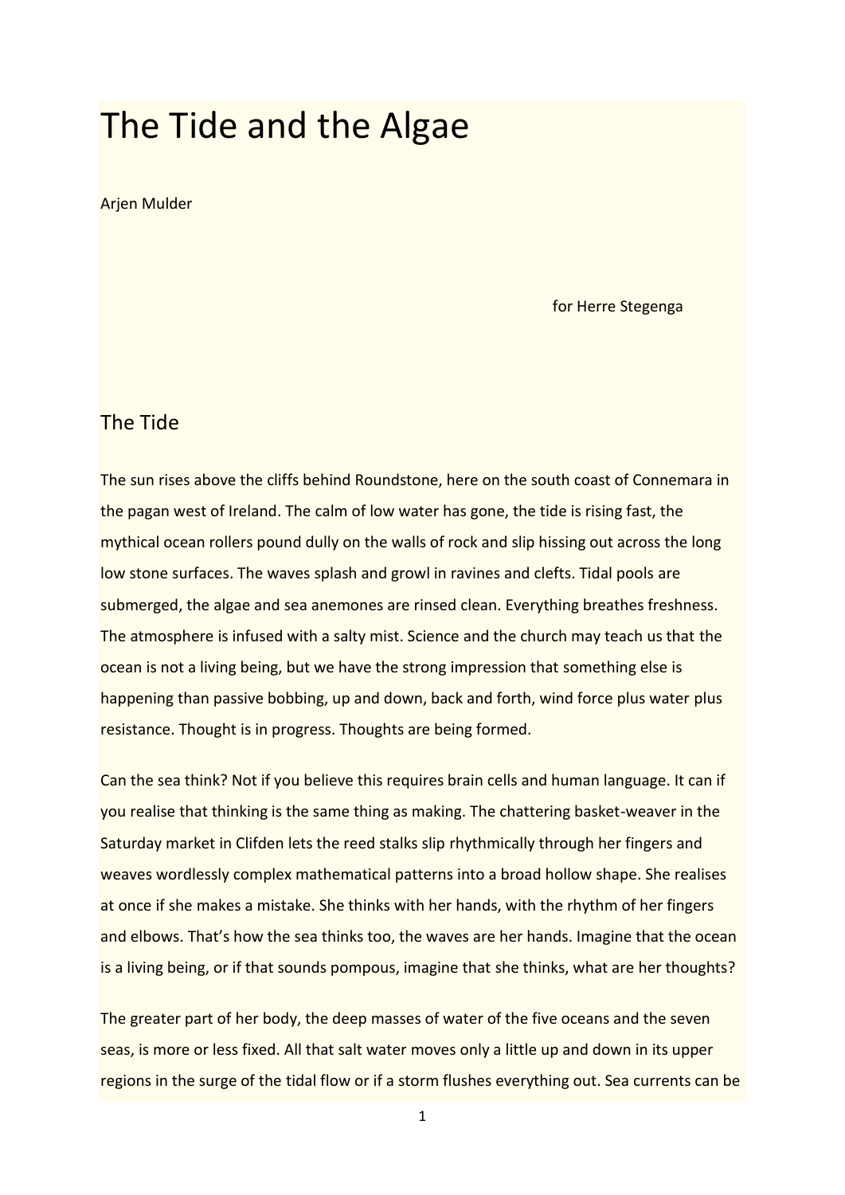# The Tide and the Algae

Arjen Mulder

for Herre Stegenga

## The Tide

The sun rises above the cliffs behind Roundstone, here on the south coast of Connemara in the pagan west of Ireland. The calm of low water has gone, the tide is rising fast, the mythical ocean rollers pound dully on the walls of rock and slip hissing out across the long low stone surfaces. The waves splash and growl in ravines and clefts. Tidal pools are submerged, the algae and sea anemones are rinsed clean. Everything breathes freshness. The atmosphere is infused with a salty mist. Science and the church may teach us that the ocean is not a living being, but we have the strong impression that something else is happening than passive bobbing, up and down, back and forth, wind force plus water plus resistance. Thought is in progress. Thoughts are being formed.

Can the sea think? Not if you believe this requires brain cells and human language. It can if you realise that thinking is the same thing as making. The chattering basket-weaver in the Saturday market in Clifden lets the reed stalks slip rhythmically through her fingers and weaves wordlessly complex mathematical patterns into a broad hollow shape. She realises at once if she makes a mistake. She thinks with her hands, with the rhythm of her fingers and elbows. That's how the sea thinks too, the waves are her hands. Imagine that the ocean is a living being, or if that sounds pompous, imagine that she thinks, what are her thoughts?

The greater part of her body, the deep masses of water of the five oceans and the seven seas, is more or less fixed. All that salt water moves only a little up and down in its upper regions in the surge of the tidal flow or if a storm flushes everything out. Sea currents can be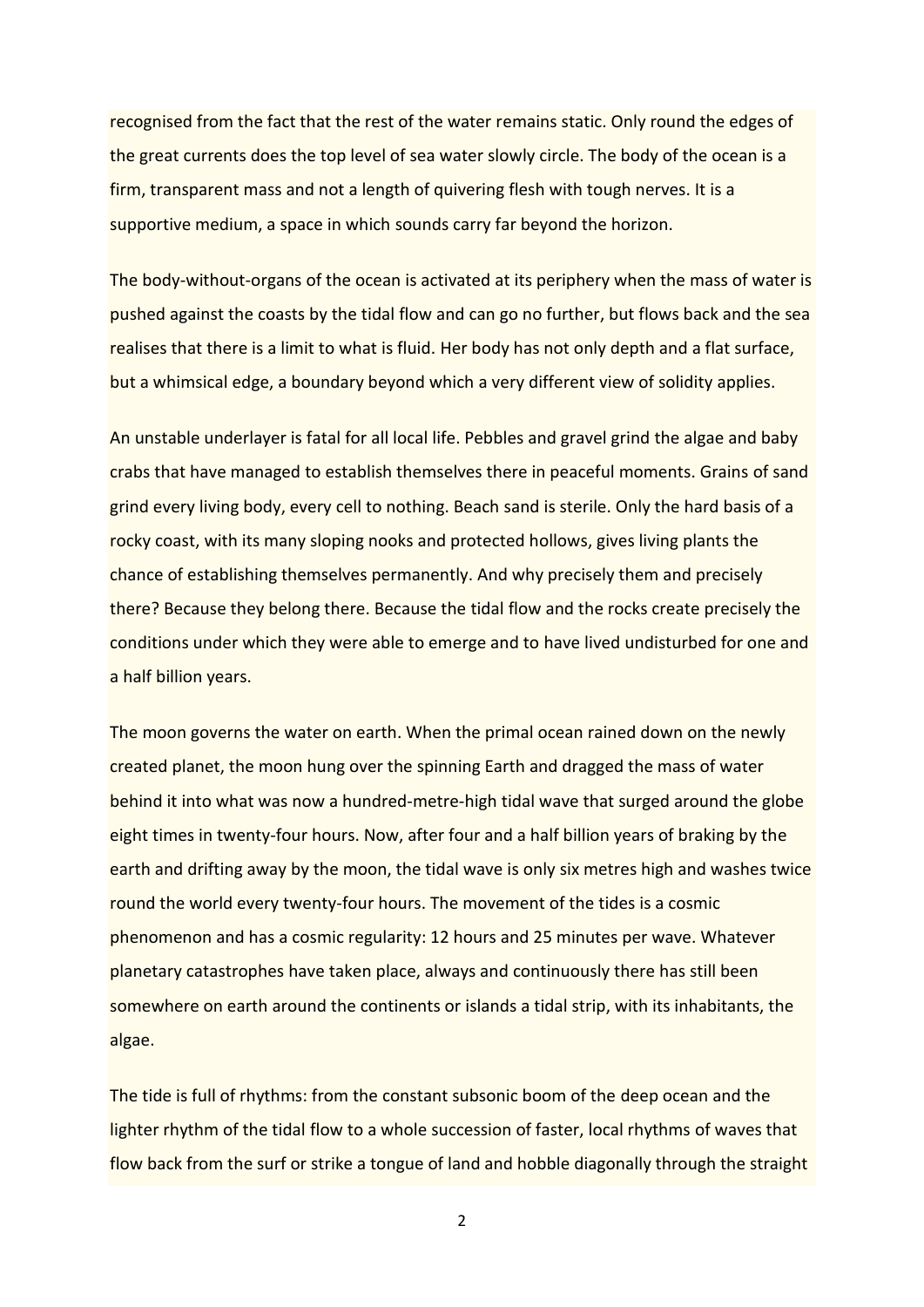recognised from the fact that the rest of the water remains static. Only round the edges of the great currents does the top level of sea water slowly circle. The body of the ocean is a firm, transparent mass and not a length of quivering flesh with tough nerves. It is a supportive medium, a space in which sounds carry far beyond the horizon.

The body-without-organs of the ocean is activated at its periphery when the mass of water is pushed against the coasts by the tidal flow and can go no further, but flows back and the sea realises that there is a limit to what is fluid. Her body has not only depth and a flat surface, but a whimsical edge, a boundary beyond which a very different view of solidity applies.

An unstable underlayer is fatal for all local life. Pebbles and gravel grind the algae and baby crabs that have managed to establish themselves there in peaceful moments. Grains of sand grind every living body, every cell to nothing. Beach sand is sterile. Only the hard basis of a rocky coast, with its many sloping nooks and protected hollows, gives living plants the chance of establishing themselves permanently. And why precisely them and precisely there? Because they belong there. Because the tidal flow and the rocks create precisely the conditions under which they were able to emerge and to have lived undisturbed for one and a half billion years.

The moon governs the water on earth. When the primal ocean rained down on the newly created planet, the moon hung over the spinning Earth and dragged the mass of water behind it into what was now a hundred-metre-high tidal wave that surged around the globe eight times in twenty-four hours. Now, after four and a half billion years of braking by the earth and drifting away by the moon, the tidal wave is only six metres high and washes twice round the world every twenty-four hours. The movement of the tides is a cosmic phenomenon and has a cosmic regularity: 12 hours and 25 minutes per wave. Whatever planetary catastrophes have taken place, always and continuously there has still been somewhere on earth around the continents or islands a tidal strip, with its inhabitants, the algae.

The tide is full of rhythms: from the constant subsonic boom of the deep ocean and the lighter rhythm of the tidal flow to a whole succession of faster, local rhythms of waves that flow back from the surf or strike a tongue of land and hobble diagonally through the straight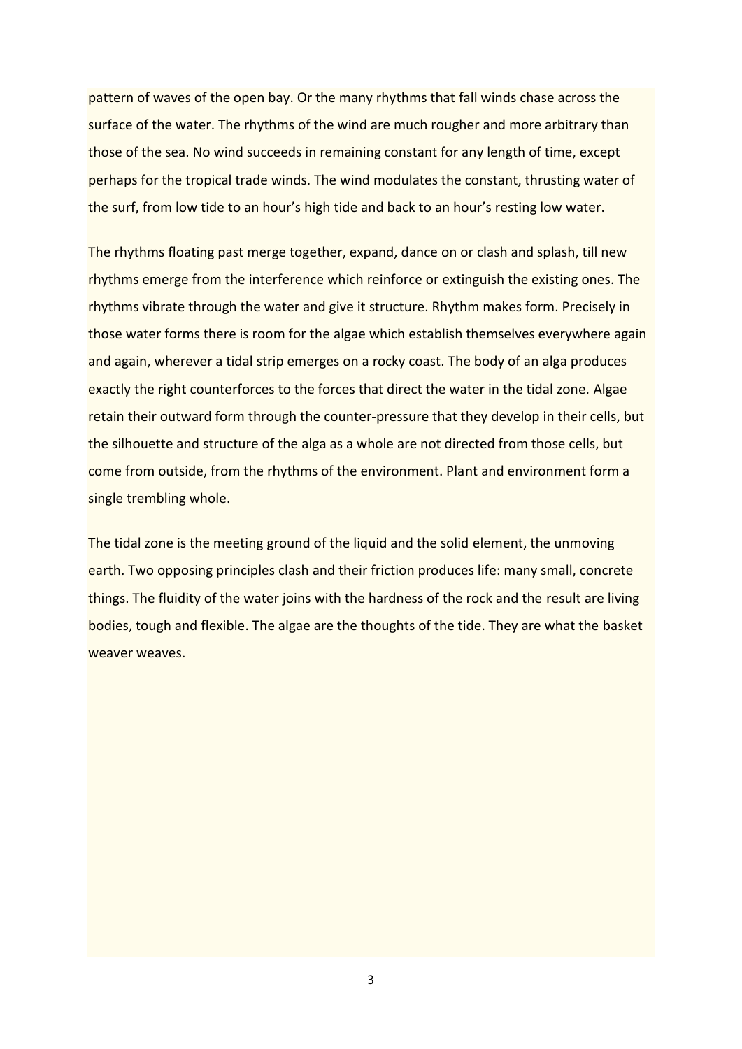pattern of waves of the open bay. Or the many rhythms that fall winds chase across the surface of the water. The rhythms of the wind are much rougher and more arbitrary than those of the sea. No wind succeeds in remaining constant for any length of time, except perhaps for the tropical trade winds. The wind modulates the constant, thrusting water of the surf, from low tide to an hour's high tide and back to an hour's resting low water.

The rhythms floating past merge together, expand, dance on or clash and splash, till new rhythms emerge from the interference which reinforce or extinguish the existing ones. The rhythms vibrate through the water and give it structure. Rhythm makes form. Precisely in those water forms there is room for the algae which establish themselves everywhere again and again, wherever a tidal strip emerges on a rocky coast. The body of an alga produces exactly the right counterforces to the forces that direct the water in the tidal zone. Algae retain their outward form through the counter-pressure that they develop in their cells, but the silhouette and structure of the alga as a whole are not directed from those cells, but come from outside, from the rhythms of the environment. Plant and environment form a single trembling whole.

The tidal zone is the meeting ground of the liquid and the solid element, the unmoving earth. Two opposing principles clash and their friction produces life: many small, concrete things. The fluidity of the water joins with the hardness of the rock and the result are living bodies, tough and flexible. The algae are the thoughts of the tide. They are what the basket weaver weaves.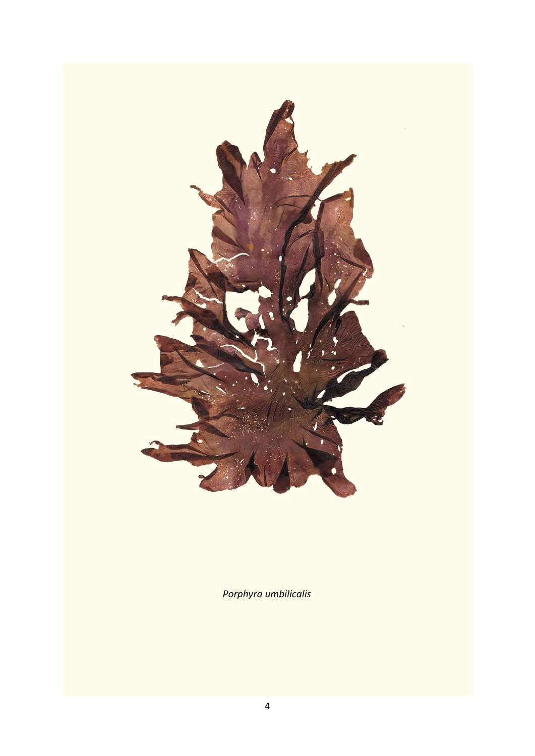*Porphyra umbilicalis*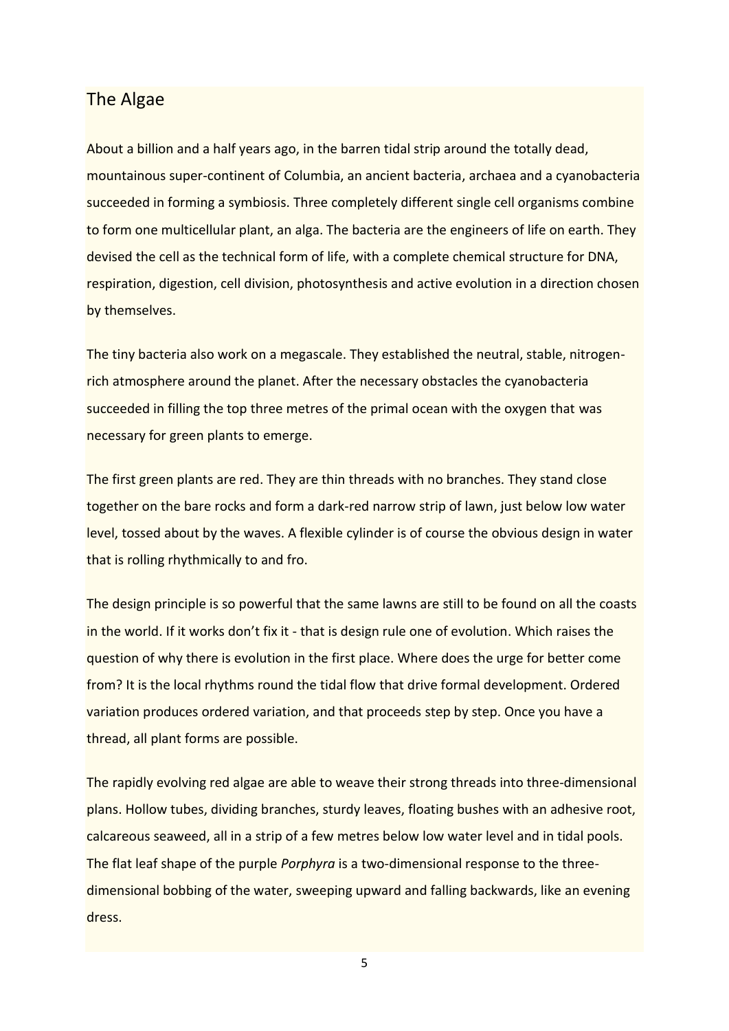## The Algae

About a billion and a half years ago, in the barren tidal strip around the totally dead, mountainous super-continent of Columbia, an ancient bacteria, archaea and a cyanobacteria succeeded in forming a symbiosis. Three completely different single cell organisms combine to form one multicellular plant, an alga. The bacteria are the engineers of life on earth. They devised the cell as the technical form of life, with a complete chemical structure for DNA, respiration, digestion, cell division, photosynthesis and active evolution in a direction chosen by themselves.

The tiny bacteria also work on a megascale. They established the neutral, stable, nitrogen-rich atmosphere around the planet. After the necessary obstacles the cyanobacteria succeeded in filling the top three metres of the primal ocean with the oxygen that was necessary for green plants to emerge.

The first green plants are red. They are thin threads with no branches. They stand close together on the bare rocks and form a dark-red narrow strip of lawn, just below low water level, tossed about by the waves. A flexible cylinder is of course the obvious design in water that is rolling rhythmically to and fro.

The design principle is so powerful that the same lawns are still to be found on all the coasts in the world. If it works don't fix it - that is design rule one of evolution. Which raises the question of why there is evolution in the first place. Where does the urge for better come from? It is the local rhythms round the tidal flow that drive formal development. Ordered variation produces ordered variation, and that proceeds step by step. Once you have a thread, all plant forms are possible.

The rapidly evolving red algae are able to weave their strong threads into three-dimensional plans. Hollow tubes, dividing branches, sturdy leaves, floating bushes with an adhesive root, calcareous seaweed, all in a strip of a few metres below low water level and in tidal pools. The flat leaf shape of the purple *Porphyra* is a two-dimensional response to the three-dimensional bobbing of the water, sweeping upward and falling backwards, like an evening dress.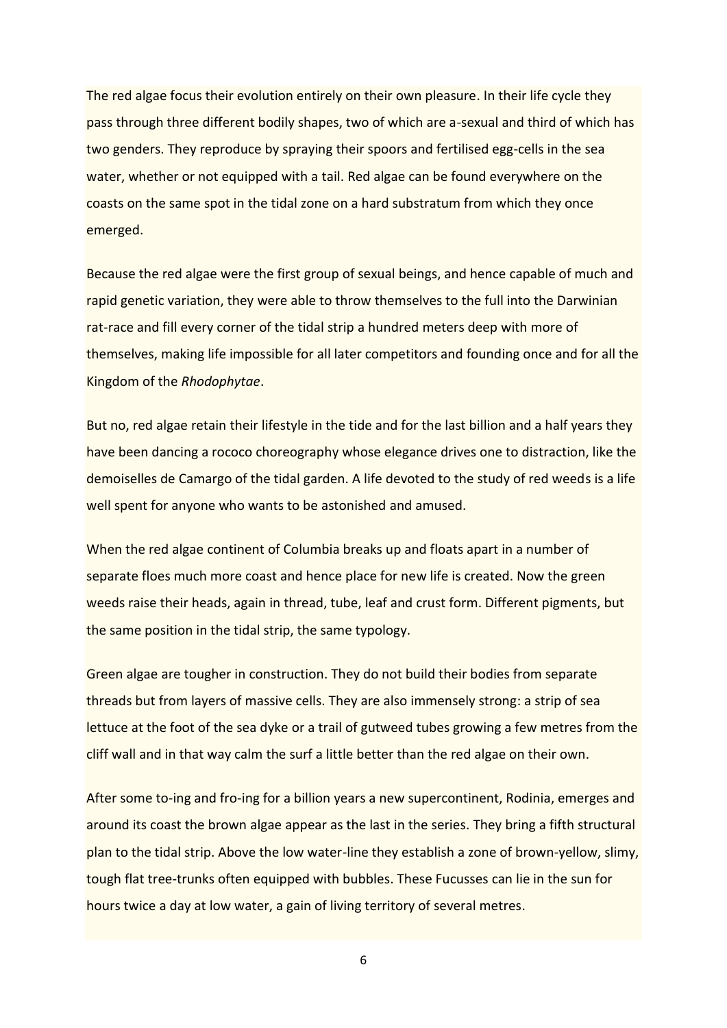The red algae focus their evolution entirely on their own pleasure. In their life cycle they pass through three different bodily shapes, two of which are a-sexual and third of which has two genders. They reproduce by spraying their spoors and fertilised egg-cells in the sea water, whether or not equipped with a tail. Red algae can be found everywhere on the coasts on the same spot in the tidal zone on a hard substratum from which they once emerged.

Because the red algae were the first group of sexual beings, and hence capable of much and rapid genetic variation, they were able to throw themselves to the full into the Darwinian rat-race and fill every corner of the tidal strip a hundred meters deep with more of themselves, making life impossible for all later competitors and founding once and for all the Kingdom of the *Rhodophytae*.

But no, red algae retain their lifestyle in the tide and for the last billion and a half years they have been dancing a rococo choreography whose elegance drives one to distraction, like the demoiselles de Camargo of the tidal garden. A life devoted to the study of red weeds is a life well spent for anyone who wants to be astonished and amused.

When the red algae continent of Columbia breaks up and floats apart in a number of separate floes much more coast and hence place for new life is created. Now the green weeds raise their heads, again in thread, tube, leaf and crust form. Different pigments, but the same position in the tidal strip, the same typology.

Green algae are tougher in construction. They do not build their bodies from separate threads but from layers of massive cells. They are also immensely strong: a strip of sea lettuce at the foot of the sea dyke or a trail of gutweed tubes growing a few metres from the cliff wall and in that way calm the surf a little better than the red algae on their own.

After some to-ing and fro-ing for a billion years a new supercontinent, Rodinia, emerges and around its coast the brown algae appear as the last in the series. They bring a fifth structural plan to the tidal strip. Above the low water-line they establish a zone of brown-yellow, slimy, tough flat tree-trunks often equipped with bubbles. These Fucusses can lie in the sun for hours twice a day at low water, a gain of living territory of several metres.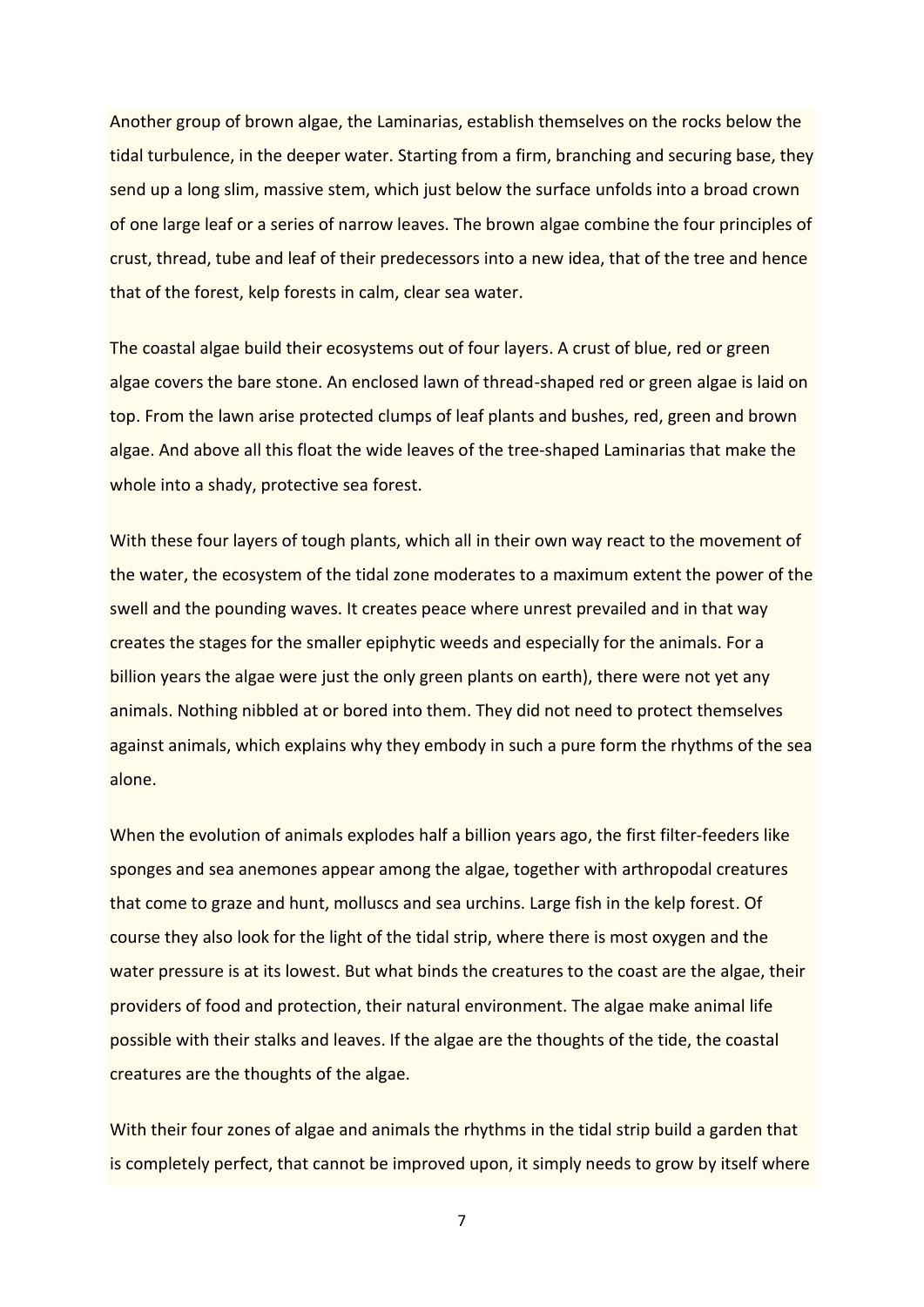Another group of brown algae, the Laminarias, establish themselves on the rocks below the tidal turbulence, in the deeper water. Starting from a firm, branching and securing base, they send up a long slim, massive stem, which just below the surface unfolds into a broad crown of one large leaf or a series of narrow leaves. The brown algae combine the four principles of crust, thread, tube and leaf of their predecessors into a new idea, that of the tree and hence that of the forest, kelp forests in calm, clear sea water.

The coastal algae build their ecosystems out of four layers. A crust of blue, red or green algae covers the bare stone. An enclosed lawn of thread-shaped red or green algae is laid on top. From the lawn arise protected clumps of leaf plants and bushes, red, green and brown algae. And above all this float the wide leaves of the tree-shaped Laminarias that make the whole into a shady, protective sea forest.

With these four layers of tough plants, which all in their own way react to the movement of the water, the ecosystem of the tidal zone moderates to a maximum extent the power of the swell and the pounding waves. It creates peace where unrest prevailed and in that way creates the stages for the smaller epiphytic weeds and especially for the animals. For a billion years the algae were just the only green plants on earth), there were not yet any animals. Nothing nibbled at or bored into them. They did not need to protect themselves against animals, which explains why they embody in such a pure form the rhythms of the sea alone.

When the evolution of animals explodes half a billion years ago, the first filter-feeders like sponges and sea anemones appear among the algae, together with arthropodal creatures that come to graze and hunt, molluscs and sea urchins. Large fish in the kelp forest. Of course they also look for the light of the tidal strip, where there is most oxygen and the water pressure is at its lowest. But what binds the creatures to the coast are the algae, their providers of food and protection, their natural environment. The algae make animal life possible with their stalks and leaves. If the algae are the thoughts of the tide, the coastal creatures are the thoughts of the algae.

With their four zones of algae and animals the rhythms in the tidal strip build a garden that is completely perfect, that cannot be improved upon, it simply needs to grow by itself where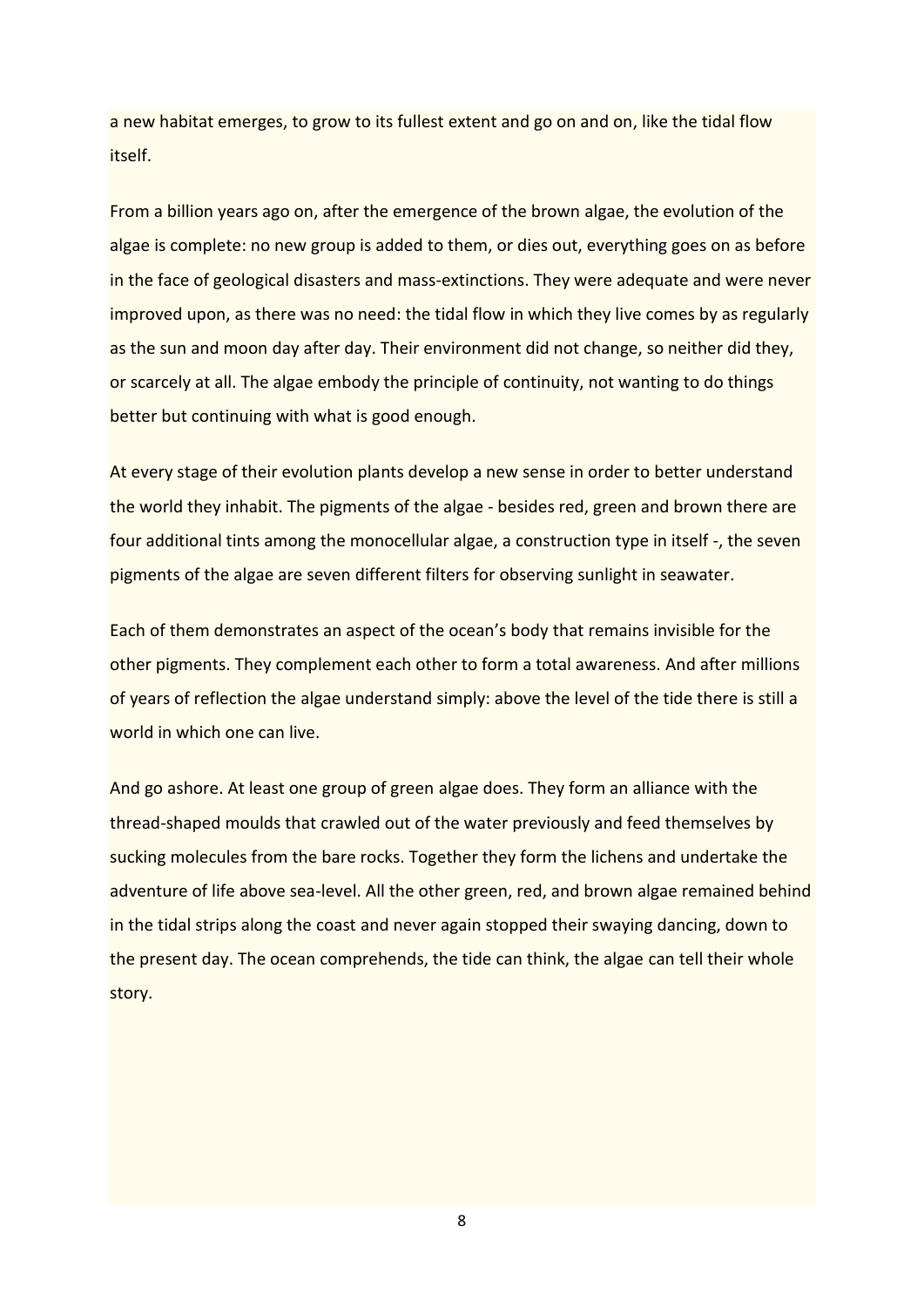a new habitat emerges, to grow to its fullest extent and go on and on, like the tidal flow itself.

From a billion years ago on, after the emergence of the brown algae, the evolution of the algae is complete: no new group is added to them, or dies out, everything goes on as before in the face of geological disasters and mass-extinctions. They were adequate and were never improved upon, as there was no need: the tidal flow in which they live comes by as regularly as the sun and moon day after day. Their environment did not change, so neither did they, or scarcely at all. The algae embody the principle of continuity, not wanting to do things better but continuing with what is good enough.

At every stage of their evolution plants develop a new sense in order to better understand the world they inhabit. The pigments of the algae - besides red, green and brown there are four additional tints among the monocellular algae, a construction type in itself -, the seven pigments of the algae are seven different filters for observing sunlight in seawater.

Each of them demonstrates an aspect of the ocean's body that remains invisible for the other pigments. They complement each other to form a total awareness. And after millions of years of reflection the algae understand simply: above the level of the tide there is still a world in which one can live.

And go ashore. At least one group of green algae does. They form an alliance with the thread-shaped moulds that crawled out of the water previously and feed themselves by sucking molecules from the bare rocks. Together they form the lichens and undertake the adventure of life above sea-level. All the other green, red, and brown algae remained behind in the tidal strips along the coast and never again stopped their swaying dancing, down to the present day. The ocean comprehends, the tide can think, the algae can tell their whole story.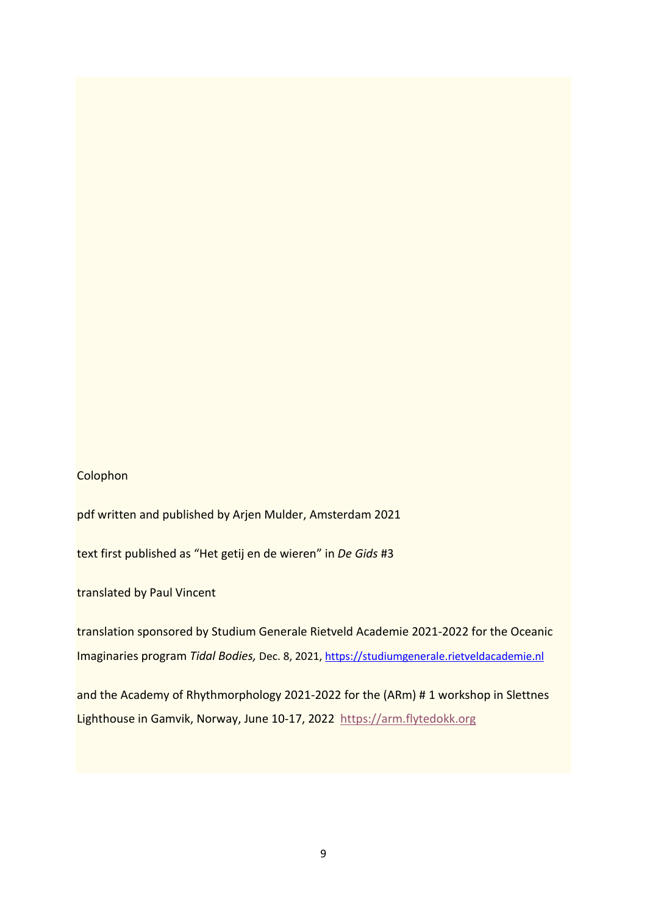Colophon

pdf written and published by Arjen Mulder, Amsterdam 2021

text first published as “Het getij en de wieren” in *De Gids* #3

translated by Paul Vincent

translation sponsored by Studium Generale Rietveld Academie 2021-2022 for the Oceanic Imaginaries program *Tidal Bodies,* Dec. 8, 2021, https://studiumgenerale.rietveldacademie.nl

and the Academy of Rhythmorphology 2021-2022 for the (ARm) # 1 workshop in Slettnes Lighthouse in Gamvik, Norway, June 10-17, 2022 https://arm.flytedokk.org